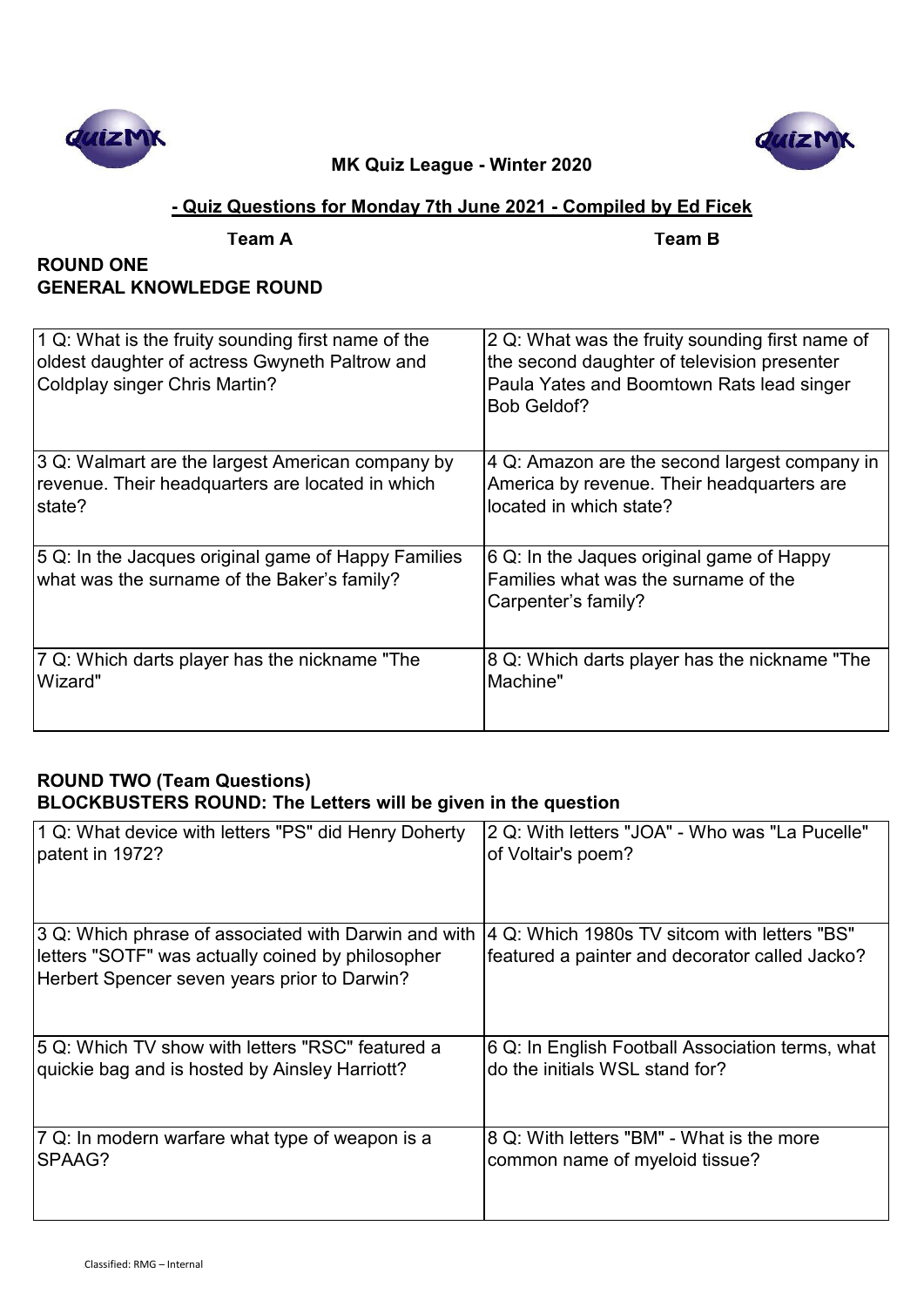**MK Quiz League - Winter 2020**

**- Quiz Questions for Monday 7th June 2021 - Compiled by Ed Ficek**

**Team A** **Team B**

## ROUND ONE
## GENERAL KNOWLEDGE ROUND

| Team A | Team B |
|---|---|
| 1 Q: What is the fruity sounding first name of the oldest daughter of actress Gwyneth Paltrow and Coldplay singer Chris Martin? | 2 Q: What was the fruity sounding first name of the second daughter of television presenter Paula Yates and Boomtown Rats lead singer Bob Geldof? |
| 3 Q: Walmart are the largest American company by revenue. Their headquarters are located in which state? | 4 Q: Amazon are the second largest company in America by revenue. Their headquarters are located in which state? |
| 5 Q: In the Jacques original game of Happy Families what was the surname of the Baker's family? | 6 Q: In the Jaques original game of Happy Families what was the surname of the Carpenter's family? |
| 7 Q: Which darts player has the nickname "The Wizard" | 8 Q: Which darts player has the nickname "The Machine" |

## ROUND TWO (Team Questions)
## BLOCKBUSTERS ROUND: The Letters will be given in the question

| Team A | Team B |
|---|---|
| 1 Q: What device with letters "PS" did Henry Doherty patent in 1972? | 2 Q: With letters "JOA" - Who was "La Pucelle" of Voltair's poem? |
| 3 Q: Which phrase of associated with Darwin and with letters "SOTF" was actually coined by philosopher Herbert Spencer seven years prior to Darwin? | 4 Q: Which 1980s TV sitcom with letters "BS" featured a painter and decorator called Jacko? |
| 5 Q: Which TV show with letters "RSC" featured a quickie bag and is hosted by Ainsley Harriott? | 6 Q: In English Football Association terms, what do the initials WSL stand for? |
| 7 Q: In modern warfare what type of weapon is a SPAAG? | 8 Q: With letters "BM" - What is the more common name of myeloid tissue? |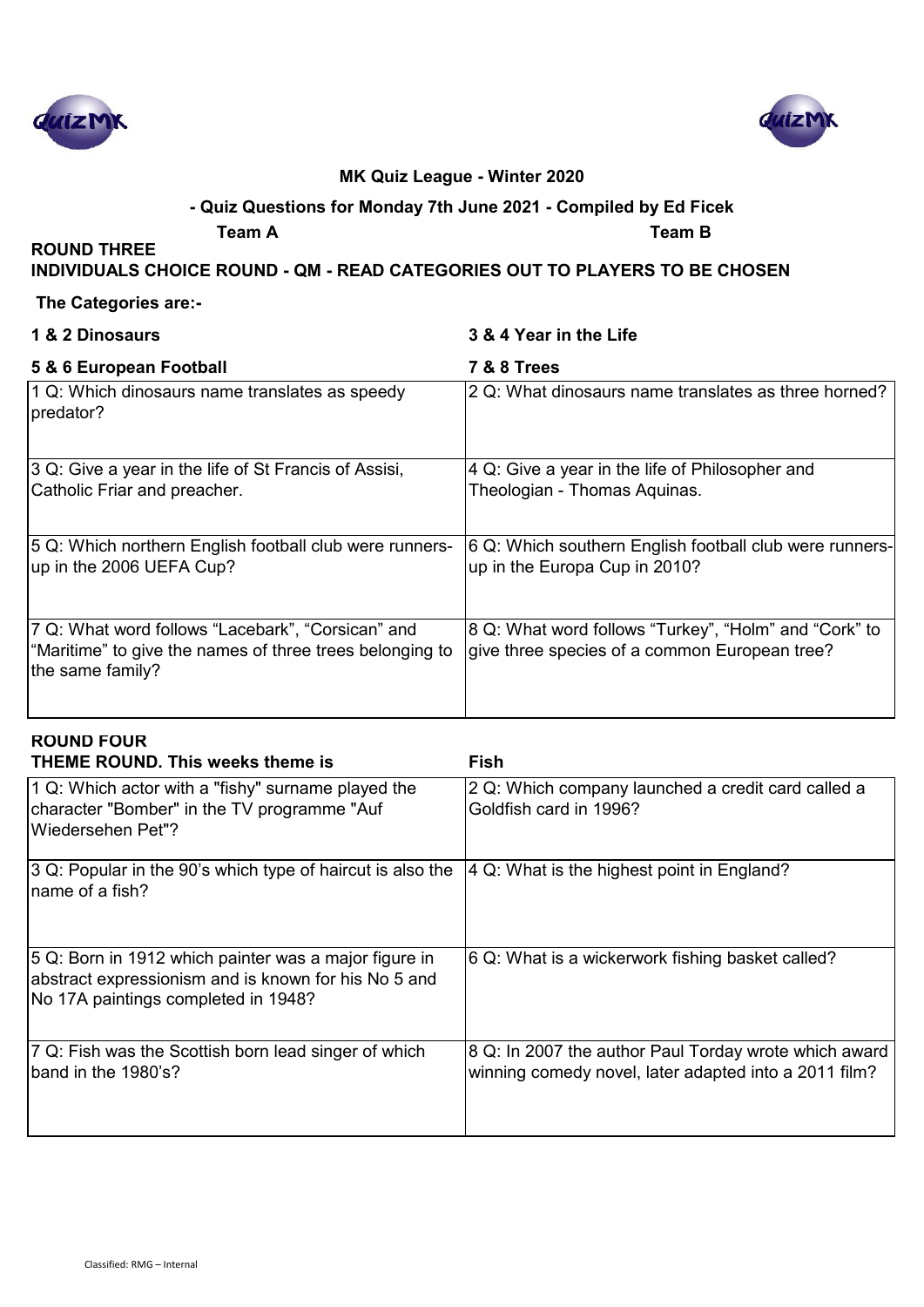**MK Quiz League - Winter 2020**

**- Quiz Questions for Monday 7th June 2021 - Compiled by Ed Ficek**

**Team A** **Team B**

**ROUND THREE**

**INDIVIDUALS CHOICE ROUND - QM - READ CATEGORIES OUT TO PLAYERS TO BE CHOSEN**

**The Categories are:-**

**1 & 2 Dinosaurs** **3 & 4 Year in the Life**

**5 & 6 European Football** **7 & 8 Trees**

| Team A | Team B |
|---|---|
| 1 Q: Which dinosaurs name translates as speedy predator? | 2 Q: What dinosaurs name translates as three horned? |
| 3 Q: Give a year in the life of St Francis of Assisi, Catholic Friar and preacher. | 4 Q: Give a year in the life of Philosopher and Theologian - Thomas Aquinas. |
| 5 Q: Which northern English football club were runners-up in the 2006 UEFA Cup? | 6 Q: Which southern English football club were runners-up in the Europa Cup in 2010? |
| 7 Q: What word follows "Lacebark", "Corsican" and "Maritime" to give the names of three trees belonging to the same family? | 8 Q: What word follows "Turkey", "Holm" and "Cork" to give three species of a common European tree? |

**ROUND FOUR**

**THEME ROUND. This weeks theme is** **Fish**

| Team A | Team B |
|---|---|
| 1 Q: Which actor with a "fishy" surname played the character "Bomber" in the TV programme "Auf Wiedersehen Pet"? | 2 Q: Which company launched a credit card called a Goldfish card in 1996? |
| 3 Q: Popular in the 90's which type of haircut is also the name of a fish? | 4 Q: What is the highest point in England? |
| 5 Q: Born in 1912 which painter was a major figure in abstract expressionism and is known for his No 5 and No 17A paintings completed in 1948? | 6 Q: What is a wickerwork fishing basket called? |
| 7 Q: Fish was the Scottish born lead singer of which band in the 1980's? | 8 Q: In 2007 the author Paul Torday wrote which award winning comedy novel, later adapted into a 2011 film? |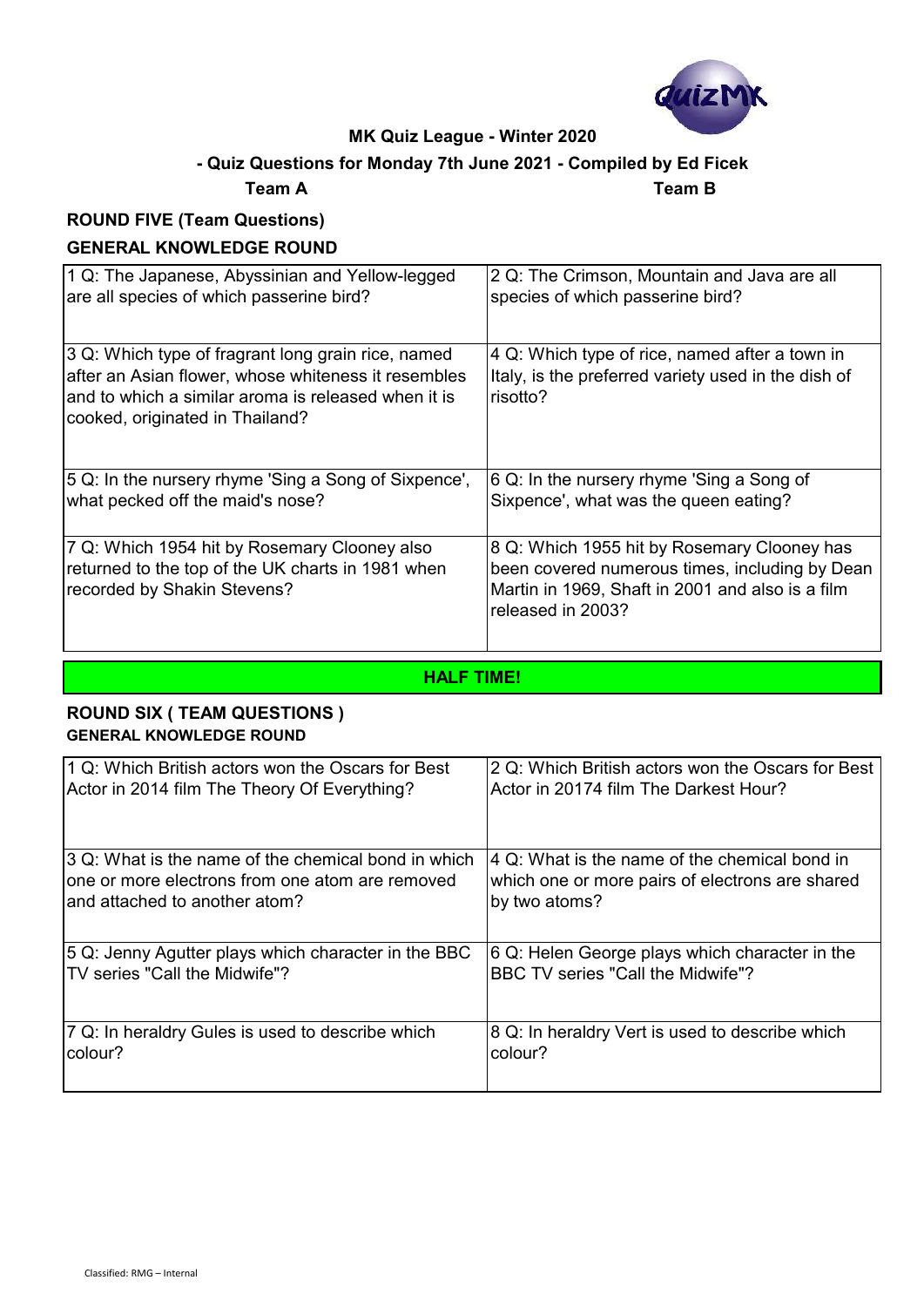**MK Quiz League - Winter 2020**

**- Quiz Questions for Monday 7th June 2021 - Compiled by Ed Ficek**

**Team A** **Team B**

## ROUND FIVE (Team Questions)

### GENERAL KNOWLEDGE ROUND

| Team A | Team B |
|---|---|
| 1 Q: The Japanese, Abyssinian and Yellow-legged are all species of which passerine bird? | 2 Q: The Crimson, Mountain and Java are all species of which passerine bird? |
| 3 Q: Which type of fragrant long grain rice, named after an Asian flower, whose whiteness it resembles and to which a similar aroma is released when it is cooked, originated in Thailand? | 4 Q: Which type of rice, named after a town in Italy, is the preferred variety used in the dish of risotto? |
| 5 Q: In the nursery rhyme 'Sing a Song of Sixpence', what pecked off the maid's nose? | 6 Q: In the nursery rhyme 'Sing a Song of Sixpence', what was the queen eating? |
| 7 Q: Which 1954 hit by Rosemary Clooney also returned to the top of the UK charts in 1981 when recorded by Shakin Stevens? | 8 Q: Which 1955 hit by Rosemary Clooney has been covered numerous times, including by Dean Martin in 1969, Shaft in 2001 and also is a film released in 2003? |

**HALF TIME!**

## ROUND SIX ( TEAM QUESTIONS )

### GENERAL KNOWLEDGE ROUND

| Team A | Team B |
|---|---|
| 1 Q: Which British actors won the Oscars for Best Actor in 2014 film The Theory Of Everything? | 2 Q: Which British actors won the Oscars for Best Actor in 20174 film The Darkest Hour? |
| 3 Q: What is the name of the chemical bond in which one or more electrons from one atom are removed and attached to another atom? | 4 Q: What is the name of the chemical bond in which one or more pairs of electrons are shared by two atoms? |
| 5 Q: Jenny Agutter plays which character in the BBC TV series "Call the Midwife"? | 6 Q: Helen George plays which character in the BBC TV series "Call the Midwife"? |
| 7 Q: In heraldry Gules is used to describe which colour? | 8 Q: In heraldry Vert is used to describe which colour? |

Classified: RMG – Internal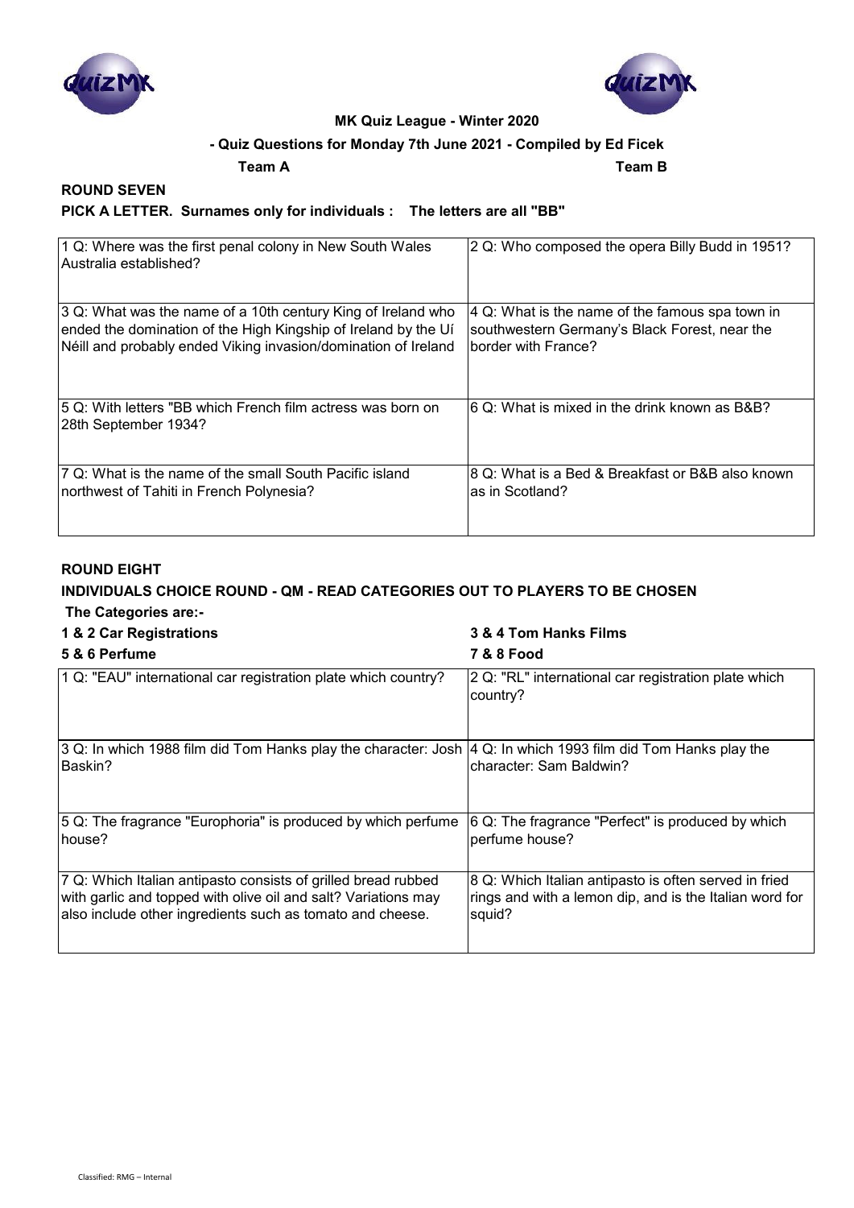**MK Quiz League - Winter 2020**

**- Quiz Questions for Monday 7th June 2021 - Compiled by Ed Ficek**

**Team A** **Team B**

## ROUND SEVEN

**PICK A LETTER. Surnames only for individuals : The letters are all "BB"**

| Team A | Team B |
|---|---|
| 1 Q: Where was the first penal colony in New South Wales Australia established? | 2 Q: Who composed the opera Billy Budd in 1951? |
| 3 Q: What was the name of a 10th century King of Ireland who ended the domination of the High Kingship of Ireland by the Uí Néill and probably ended Viking invasion/domination of Ireland | 4 Q: What is the name of the famous spa town in southwestern Germany's Black Forest, near the border with France? |
| 5 Q: With letters "BB which French film actress was born on 28th September 1934? | 6 Q: What is mixed in the drink known as B&B? |
| 7 Q: What is the name of the small South Pacific island northwest of Tahiti in French Polynesia? | 8 Q: What is a Bed & Breakfast or B&B also known as in Scotland? |

## ROUND EIGHT

**INDIVIDUALS CHOICE ROUND - QM - READ CATEGORIES OUT TO PLAYERS TO BE CHOSEN**

**The Categories are:-**

**1 & 2 Car Registrations** **3 & 4 Tom Hanks Films**

**5 & 6 Perfume** **7 & 8 Food**

| Team A | Team B |
|---|---|
| 1 Q: "EAU" international car registration plate which country? | 2 Q: "RL" international car registration plate which country? |
| 3 Q: In which 1988 film did Tom Hanks play the character: Josh Baskin? | 4 Q: In which 1993 film did Tom Hanks play the character: Sam Baldwin? |
| 5 Q: The fragrance "Europhoria" is produced by which perfume house? | 6 Q: The fragrance "Perfect" is produced by which perfume house? |
| 7 Q: Which Italian antipasto consists of grilled bread rubbed with garlic and topped with olive oil and salt? Variations may also include other ingredients such as tomato and cheese. | 8 Q: Which Italian antipasto is often served in fried rings and with a lemon dip, and is the Italian word for squid? |

Classified: RMG – Internal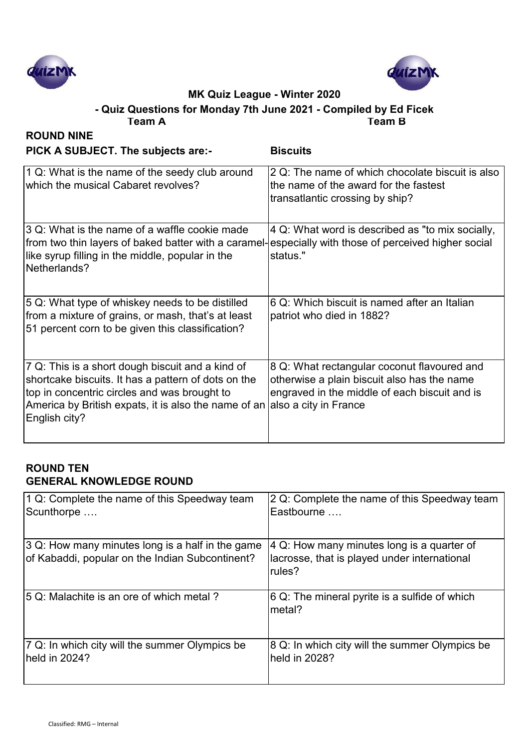**MK Quiz League - Winter 2020**

**- Quiz Questions for Monday 7th June 2021 - Compiled by Ed Ficek**

**Team A** **Team B**

## ROUND NINE

**PICK A SUBJECT. The subjects are:-** **Biscuits**

| Team A | Team B |
|---|---|
| 1 Q: What is the name of the seedy club around which the musical Cabaret revolves? | 2 Q: The name of which chocolate biscuit is also the name of the award for the fastest transatlantic crossing by ship? |
| 3 Q: What is the name of a waffle cookie made from two thin layers of baked batter with a caramel-like syrup filling in the middle, popular in the Netherlands? | 4 Q: What word is described as "to mix socially, especially with those of perceived higher social status." |
| 5 Q: What type of whiskey needs to be distilled from a mixture of grains, or mash, that's at least 51 percent corn to be given this classification? | 6 Q: Which biscuit is named after an Italian patriot who died in 1882? |
| 7 Q: This is a short dough biscuit and a kind of shortcake biscuits. It has a pattern of dots on the top in concentric circles and was brought to America by British expats, it is also the name of an English city? | 8 Q: What rectangular coconut flavoured and otherwise a plain biscuit also has the name engraved in the middle of each biscuit and is also a city in France |

## ROUND TEN

**GENERAL KNOWLEDGE ROUND**

| Team A | Team B |
|---|---|
| 1 Q: Complete the name of this Speedway team Scunthorpe …. | 2 Q: Complete the name of this Speedway team Eastbourne …. |
| 3 Q: How many minutes long is a half in the game of Kabaddi, popular on the Indian Subcontinent? | 4 Q: How many minutes long is a quarter of lacrosse, that is played under international rules? |
| 5 Q: Malachite is an ore of which metal ? | 6 Q: The mineral pyrite is a sulfide of which metal? |
| 7 Q: In which city will the summer Olympics be held in 2024? | 8 Q: In which city will the summer Olympics be held in 2028? |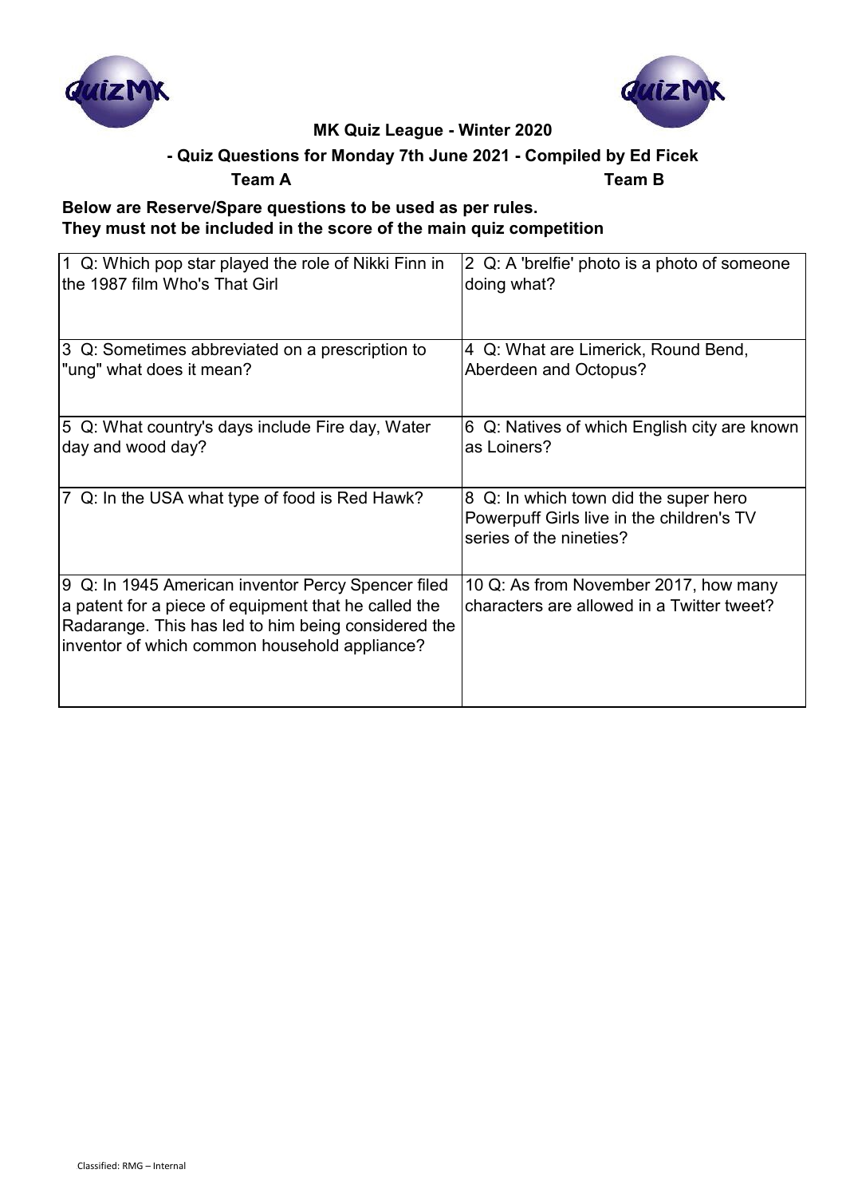**MK Quiz League - Winter 2020**

**- Quiz Questions for Monday 7th June 2021 - Compiled by Ed Ficek**

**Team A** **Team B**

**Below are Reserve/Spare questions to be used as per rules.**
**They must not be included in the score of the main quiz competition**

| | |
|---|---|
| 1 Q: Which pop star played the role of Nikki Finn in the 1987 film Who's That Girl | 2 Q: A 'brelfie' photo is a photo of someone doing what? |
| 3 Q: Sometimes abbreviated on a prescription to "ung" what does it mean? | 4 Q: What are Limerick, Round Bend, Aberdeen and Octopus? |
| 5 Q: What country's days include Fire day, Water day and wood day? | 6 Q: Natives of which English city are known as Loiners? |
| 7 Q: In the USA what type of food is Red Hawk? | 8 Q: In which town did the super hero Powerpuff Girls live in the children's TV series of the nineties? |
| 9 Q: In 1945 American inventor Percy Spencer filed a patent for a piece of equipment that he called the Radarange. This has led to him being considered the inventor of which common household appliance? | 10 Q: As from November 2017, how many characters are allowed in a Twitter tweet? |

Classified: RMG – Internal